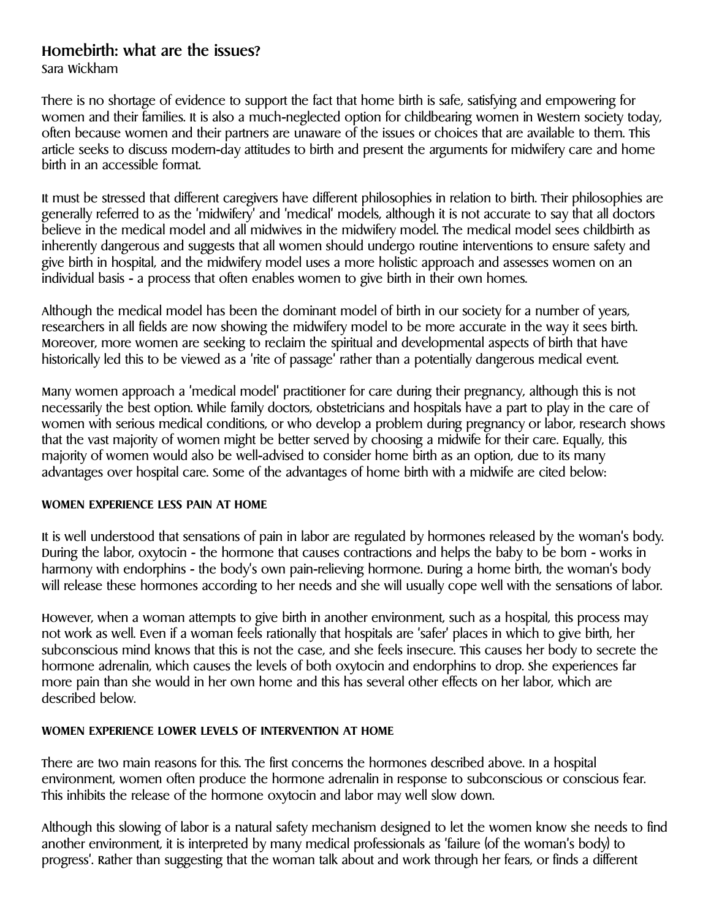# Homebirth: what are the issues?

Sara Wickham

There is no shortage of evidence to support the fact that home birth is safe, satisfying and empowering for women and their families. It is also a much-neglected option for childbearing women in Western society today, often because women and their partners are unaware of the issues or choices that are available to them. This article seeks to discuss modern-day attitudes to birth and present the arguments for midwifery care and home birth in an accessible format.

It must be stressed that different caregivers have different philosophies in relation to birth. Their philosophies are generally referred to as the 'midwifery' and 'medical' models, although it is not accurate to say that all doctors believe in the medical model and all midwives in the midwifery model. The medical model sees childbirth as inherently dangerous and suggests that all women should undergo routine interventions to ensure safety and give birth in hospital, and the midwifery model uses a more holistic approach and assesses women on an individual basis - a process that often enables women to give birth in their own homes.

Although the medical model has been the dominant model of birth in our society for a number of years, researchers in all fields are now showing the midwifery model to be more accurate in the way it sees birth. Moreover, more women are seeking to reclaim the spiritual and developmental aspects of birth that have historically led this to be viewed as a 'rite of passage' rather than a potentially dangerous medical event.

Many women approach a 'medical model' practitioner for care during their pregnancy, although this is not necessarily the best option. While family doctors, obstetricians and hospitals have a part to play in the care of women with serious medical conditions, or who develop a problem during pregnancy or labor, research shows that the vast majority of women might be better served by choosing a midwife for their care. Equally, this majority of women would also be well-advised to consider home birth as an option, due to its many advantages over hospital care. Some of the advantages of home birth with a midwife are cited below:

#### WOMEN EXPERIENCE LESS PAIN AT HOME

It is well understood that sensations of pain in labor are regulated by hormones released by the woman's body. During the labor, oxytocin - the hormone that causes contractions and helps the baby to be born - works in harmony with endorphins - the body's own pain-relieving hormone. During a home birth, the woman's body will release these hormones according to her needs and she will usually cope well with the sensations of labor.

However, when a woman attempts to give birth in another environment, such as a hospital, this process may not work as well. Even if a woman feels rationally that hospitals are 'safer' places in which to give birth, her subconscious mind knows that this is not the case, and she feels insecure. This causes her body to secrete the hormone adrenalin, which causes the levels of both oxytocin and endorphins to drop. She experiences far more pain than she would in her own home and this has several other effects on her labor, which are described below.

#### WOMEN EXPERIENCE LOWER LEVELS OF INTERVENTION AT HOME

There are two main reasons for this. The first concerns the hormones described above. In a hospital environment, women often produce the hormone adrenalin in response to subconscious or conscious fear. This inhibits the release of the hormone oxytocin and labor may well slow down.

Although this slowing of labor is a natural safety mechanism designed to let the women know she needs to find another environment, it is interpreted by many medical professionals as 'failure (of the woman's body) to progress'. Rather than suggesting that the woman talk about and work through her fears, or finds a different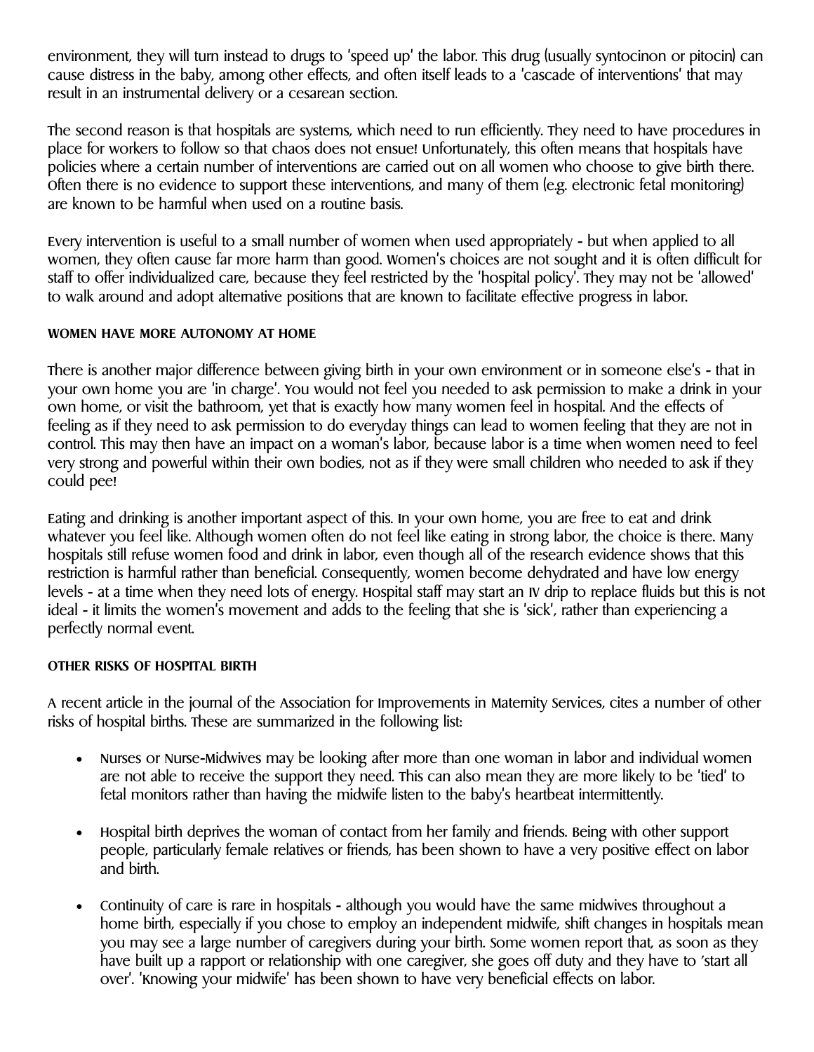environment, they will turn instead to drugs to 'speed up' the labor. This drug (usually syntocinon or pitocin) can cause distress in the baby, among other effects, and often itself leads to a 'cascade of interventions' that may result in an instrumental delivery or a cesarean section.

The second reason is that hospitals are systems, which need to run efficiently. They need to have procedures in place for workers to follow so that chaos does not ensue! Unfortunately, this often means that hospitals have policies where a certain number of interventions are carried out on all women who choose to give birth there. Often there is no evidence to support these interventions, and many of them (e.g. electronic fetal monitoring) are known to be harmful when used on a routine basis.

Every intervention is useful to a small number of women when used appropriately - but when applied to all women, they often cause far more harm than good. Women's choices are not sought and it is often difficult for staff to offer individualized care, because they feel restricted by the 'hospital policy'. They may not be 'allowed' to walk around and adopt alternative positions that are known to facilitate effective progress in labor.

#### WOMEN HAVE MORE AUTONOMY AT HOME

There is another major difference between giving birth in your own environment or in someone else's - that in your own home you are 'in charge'. You would not feel you needed to ask permission to make a drink in your own home, or visit the bathroom, yet that is exactly how many women feel in hospital. And the effects of feeling as if they need to ask permission to do everyday things can lead to women feeling that they are not in control. This may then have an impact on a woman's labor, because labor is a time when women need to feel very strong and powerful within their own bodies, not as if they were small children who needed to ask if they could pee!

Eating and drinking is another important aspect of this. In your own home, you are free to eat and drink whatever you feel like. Although women often do not feel like eating in strong labor, the choice is there. Many hospitals still refuse women food and drink in labor, even though all of the research evidence shows that this restriction is harmful rather than beneficial. Consequently, women become dehydrated and have low energy levels - at a time when they need lots of energy. Hospital staff may start an IV drip to replace fluids but this is not ideal - it limits the women's movement and adds to the feeling that she is 'sick', rather than experiencing a perfectly normal event.

#### OTHER RISKS OF HOSPITAL BIRTH

A recent article in the journal of the Association for Improvements in Maternity Services, cites a number of other risks of hospital births. These are summarized in the following list:

- Nurses or Nurse-Midwives may be looking after more than one woman in labor and individual women are not able to receive the support they need. This can also mean they are more likely to be 'tied' to fetal monitors rather than having the midwife listen to the baby's heartbeat intermittently.
- Hospital birth deprives the woman of contact from her family and friends. Being with other support people, particularly female relatives or friends, has been shown to have a very positive effect on labor and birth.
- Continuity of care is rare in hospitals - although you would have the same midwives throughout a home birth, especially if you chose to employ an independent midwife, shift changes in hospitals mean you may see a large number of caregivers during your birth. Some women report that, as soon as they have built up a rapport or relationship with one caregiver, she goes off duty and they have to 'start all over'. 'Knowing your midwife' has been shown to have very beneficial effects on labor.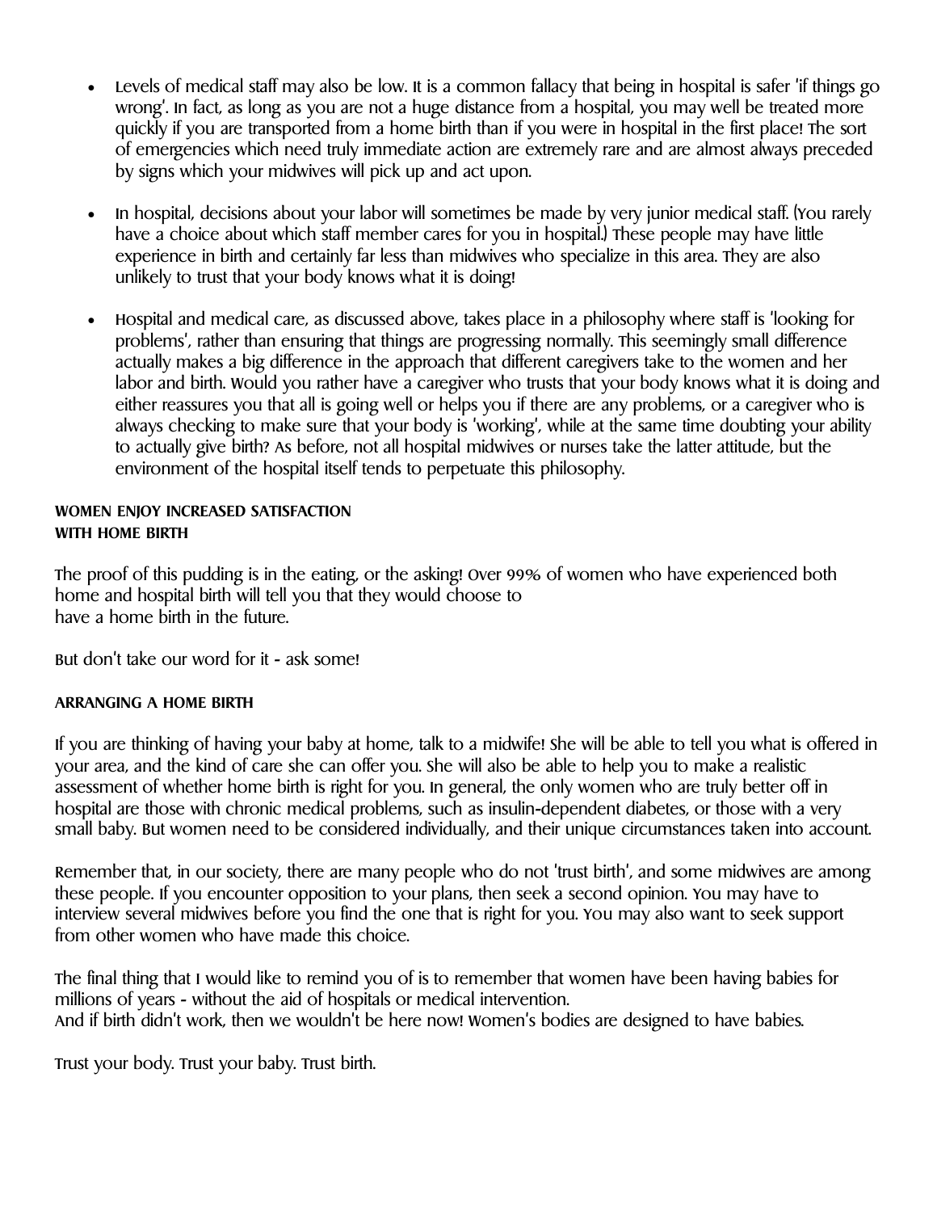- Levels of medical staff may also be low. It is a common fallacy that being in hospital is safer 'if things go wrong'. In fact, as long as you are not a huge distance from a hospital, you may well be treated more quickly if you are transported from a home birth than if you were in hospital in the first place! The sort of emergencies which need truly immediate action are extremely rare and are almost always preceded by signs which your midwives will pick up and act upon.

- In hospital, decisions about your labor will sometimes be made by very junior medical staff. (You rarely have a choice about which staff member cares for you in hospital.) These people may have little experience in birth and certainly far less than midwives who specialize in this area. They are also unlikely to trust that your body knows what it is doing!

- Hospital and medical care, as discussed above, takes place in a philosophy where staff is 'looking for problems', rather than ensuring that things are progressing normally. This seemingly small difference actually makes a big difference in the approach that different caregivers take to the women and her labor and birth. Would you rather have a caregiver who trusts that your body knows what it is doing and either reassures you that all is going well or helps you if there are any problems, or a caregiver who is always checking to make sure that your body is 'working', while at the same time doubting your ability to actually give birth? As before, not all hospital midwives or nurses take the latter attitude, but the environment of the hospital itself tends to perpetuate this philosophy.

**WOMEN ENJOY INCREASED SATISFACTION WITH HOME BIRTH**

The proof of this pudding is in the eating, or the asking! Over 99% of women who have experienced both home and hospital birth will tell you that they would choose to have a home birth in the future.

But don't take our word for it - ask some!

**ARRANGING A HOME BIRTH**

If you are thinking of having your baby at home, talk to a midwife! She will be able to tell you what is offered in your area, and the kind of care she can offer you. She will also be able to help you to make a realistic assessment of whether home birth is right for you. In general, the only women who are truly better off in hospital are those with chronic medical problems, such as insulin-dependent diabetes, or those with a very small baby. But women need to be considered individually, and their unique circumstances taken into account.

Remember that, in our society, there are many people who do not 'trust birth', and some midwives are among these people. If you encounter opposition to your plans, then seek a second opinion. You may have to interview several midwives before you find the one that is right for you. You may also want to seek support from other women who have made this choice.

The final thing that I would like to remind you of is to remember that women have been having babies for millions of years - without the aid of hospitals or medical intervention.
And if birth didn't work, then we wouldn't be here now! Women's bodies are designed to have babies.

Trust your body. Trust your baby. Trust birth.